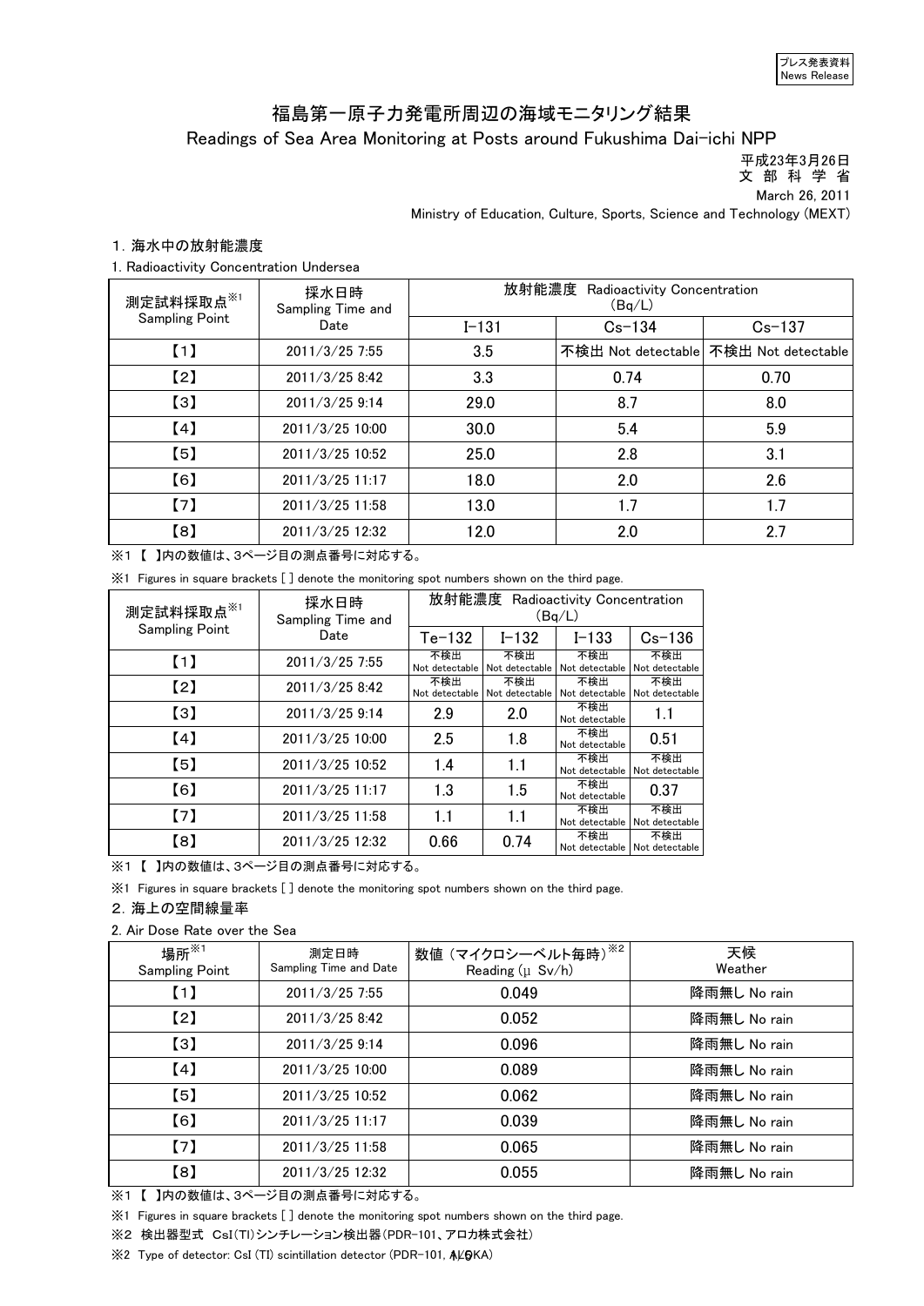プレス発表資料
News Release

# 福島第一原子力発電所周辺の海域モニタリング結果

Readings of Sea Area Monitoring at Posts around Fukushima Dai-ichi NPP

平成23年3月26日
文 部 科 学 省
March 26, 2011
Ministry of Education, Culture, Sports, Science and Technology (MEXT)

## 1. 海水中の放射能濃度

1. Radioactivity Concentration Undersea

| 測定試料採取点※1 Sampling Point | 採水日時 Sampling Time and Date | 放射能濃度 Radioactivity Concentration (Bq/L) | | |
|---|---|---|---|---|
| | | I-131 | Cs-134 | Cs-137 |
| 【1】 | 2011/3/25 7:55 | 3.5 | 不検出 Not detectable | 不検出 Not detectable |
| 【2】 | 2011/3/25 8:42 | 3.3 | 0.74 | 0.70 |
| 【3】 | 2011/3/25 9:14 | 29.0 | 8.7 | 8.0 |
| 【4】 | 2011/3/25 10:00 | 30.0 | 5.4 | 5.9 |
| 【5】 | 2011/3/25 10:52 | 25.0 | 2.8 | 3.1 |
| 【6】 | 2011/3/25 11:17 | 18.0 | 2.0 | 2.6 |
| 【7】 | 2011/3/25 11:58 | 13.0 | 1.7 | 1.7 |
| 【8】 | 2011/3/25 12:32 | 12.0 | 2.0 | 2.7 |

※1 【 】内の数値は、3ページ目の測点番号に対応する。

※1 Figures in square brackets [ ] denote the monitoring spot numbers shown on the third page.

| 測定試料採取点※1 Sampling Point | 採水日時 Sampling Time and Date | 放射能濃度 Radioactivity Concentration (Bq/L) | | | |
|---|---|---|---|---|---|
| | | Te-132 | I-132 | I-133 | Cs-136 |
| 【1】 | 2011/3/25 7:55 | 不検出 Not detectable | 不検出 Not detectable | 不検出 Not detectable | 不検出 Not detectable |
| 【2】 | 2011/3/25 8:42 | 不検出 Not detectable | 不検出 Not detectable | 不検出 Not detectable | 不検出 Not detectable |
| 【3】 | 2011/3/25 9:14 | 2.9 | 2.0 | 不検出 Not detectable | 1.1 |
| 【4】 | 2011/3/25 10:00 | 2.5 | 1.8 | 不検出 Not detectable | 0.51 |
| 【5】 | 2011/3/25 10:52 | 1.4 | 1.1 | 不検出 Not detectable | 不検出 Not detectable |
| 【6】 | 2011/3/25 11:17 | 1.3 | 1.5 | 不検出 Not detectable | 0.37 |
| 【7】 | 2011/3/25 11:58 | 1.1 | 1.1 | 不検出 Not detectable | 不検出 Not detectable |
| 【8】 | 2011/3/25 12:32 | 0.66 | 0.74 | 不検出 Not detectable | 不検出 Not detectable |

※1 【 】内の数値は、3ページ目の測点番号に対応する。

※1 Figures in square brackets [ ] denote the monitoring spot numbers shown on the third page.

## 2. 海上の空間線量率

2. Air Dose Rate over the Sea

| 場所※1 Sampling Point | 測定日時 Sampling Time and Date | 数値（マイクロシーベルト毎時）※2 Reading (μ Sv/h) | 天候 Weather |
|---|---|---|---|
| 【1】 | 2011/3/25 7:55 | 0.049 | 降雨無し No rain |
| 【2】 | 2011/3/25 8:42 | 0.052 | 降雨無し No rain |
| 【3】 | 2011/3/25 9:14 | 0.096 | 降雨無し No rain |
| 【4】 | 2011/3/25 10:00 | 0.089 | 降雨無し No rain |
| 【5】 | 2011/3/25 10:52 | 0.062 | 降雨無し No rain |
| 【6】 | 2011/3/25 11:17 | 0.039 | 降雨無し No rain |
| 【7】 | 2011/3/25 11:58 | 0.065 | 降雨無し No rain |
| 【8】 | 2011/3/25 12:32 | 0.055 | 降雨無し No rain |

※1 【 】内の数値は、3ページ目の測点番号に対応する。

※1 Figures in square brackets [ ] denote the monitoring spot numbers shown on the third page.

※2 検出器型式 CsI(Tl)シンチレーション検出器（PDR-101、アロカ株式会社）

※2 Type of detector: CsI (Tl) scintillation detector (PDR-101, ALOKA)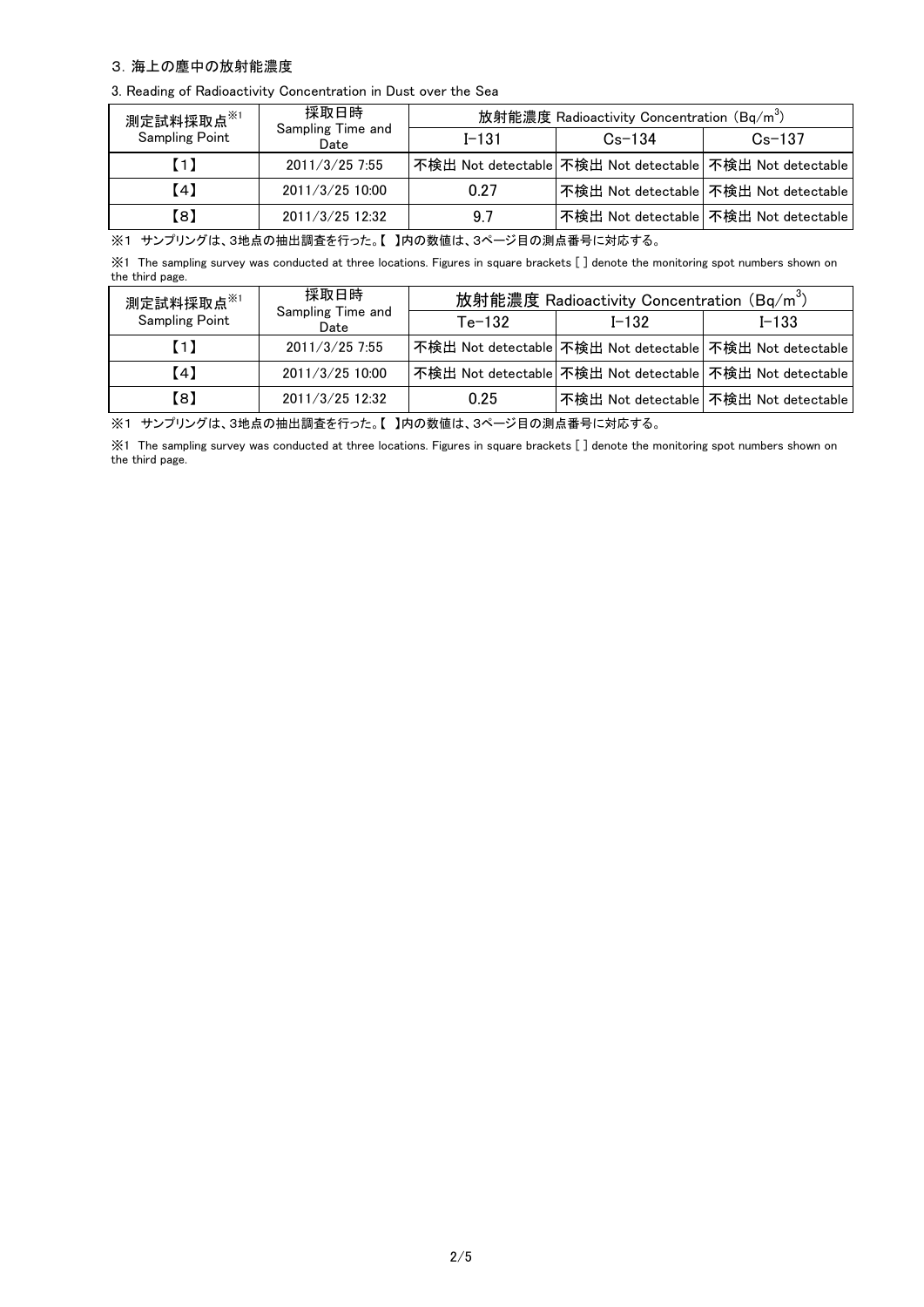### 3. 海上の塵中の放射能濃度

3. Reading of Radioactivity Concentration in Dust over the Sea

| 測定試料採取点※1 Sampling Point | 採取日時 Sampling Time and Date | 放射能濃度 Radioactivity Concentration ($Bq/m^3$) | | |
|---|---|---|---|---|
| | | I-131 | Cs-134 | Cs-137 |
| 【1】 | 2011/3/25 7:55 | 不検出 Not detectable | 不検出 Not detectable | 不検出 Not detectable |
| 【4】 | 2011/3/25 10:00 | 0.27 | 不検出 Not detectable | 不検出 Not detectable |
| 【8】 | 2011/3/25 12:32 | 9.7 | 不検出 Not detectable | 不検出 Not detectable |

※1 サンプリングは、3地点の抽出調査を行った。【 】内の数値は、3ページ目の測点番号に対応する。

※1 The sampling survey was conducted at three locations. Figures in square brackets [ ] denote the monitoring spot numbers shown on the third page.

| 測定試料採取点※1 Sampling Point | 採取日時 Sampling Time and Date | 放射能濃度 Radioactivity Concentration ($Bq/m^3$) | | |
|---|---|---|---|---|
| | | Te-132 | I-132 | I-133 |
| 【1】 | 2011/3/25 7:55 | 不検出 Not detectable | 不検出 Not detectable | 不検出 Not detectable |
| 【4】 | 2011/3/25 10:00 | 不検出 Not detectable | 不検出 Not detectable | 不検出 Not detectable |
| 【8】 | 2011/3/25 12:32 | 0.25 | 不検出 Not detectable | 不検出 Not detectable |

※1 サンプリングは、3地点の抽出調査を行った。【 】内の数値は、3ページ目の測点番号に対応する。

※1 The sampling survey was conducted at three locations. Figures in square brackets [ ] denote the monitoring spot numbers shown on the third page.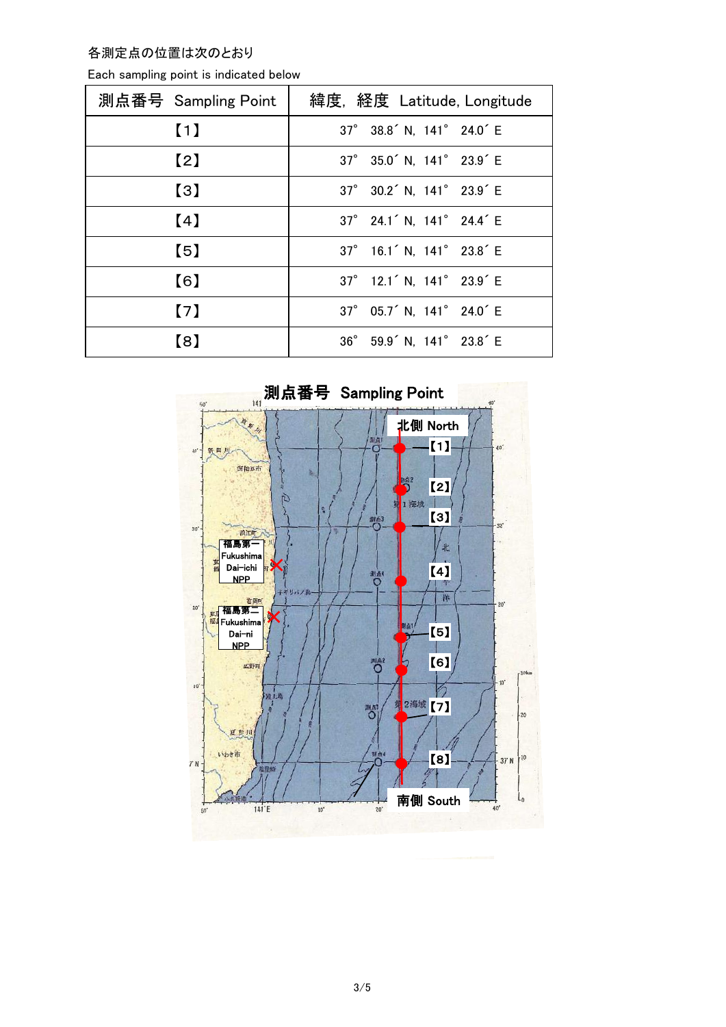各測定点の位置は次のとおり

Each sampling point is indicated below

| 測点番号 Sampling Point | 緯度, 経度 Latitude, Longitude |
| --- | --- |
| 【1】 | 37° 38.8´ N, 141° 24.0´ E |
| 【2】 | 37° 35.0´ N, 141° 23.9´ E |
| 【3】 | 37° 30.2´ N, 141° 23.9´ E |
| 【4】 | 37° 24.1´ N, 141° 24.4´ E |
| 【5】 | 37° 16.1´ N, 141° 23.8´ E |
| 【6】 | 37° 12.1´ N, 141° 23.9´ E |
| 【7】 | 37° 05.7´ N, 141° 24.0´ E |
| 【8】 | 36° 59.9´ N, 141° 23.8´ E |

測点番号 Sampling Point

北側 North

【1】【2】【3】【4】【5】【6】【7】【8】

福島第一 Fukushima Dai-ichi NPP

福島第二 Fukushima Dai-ni NPP

南側 South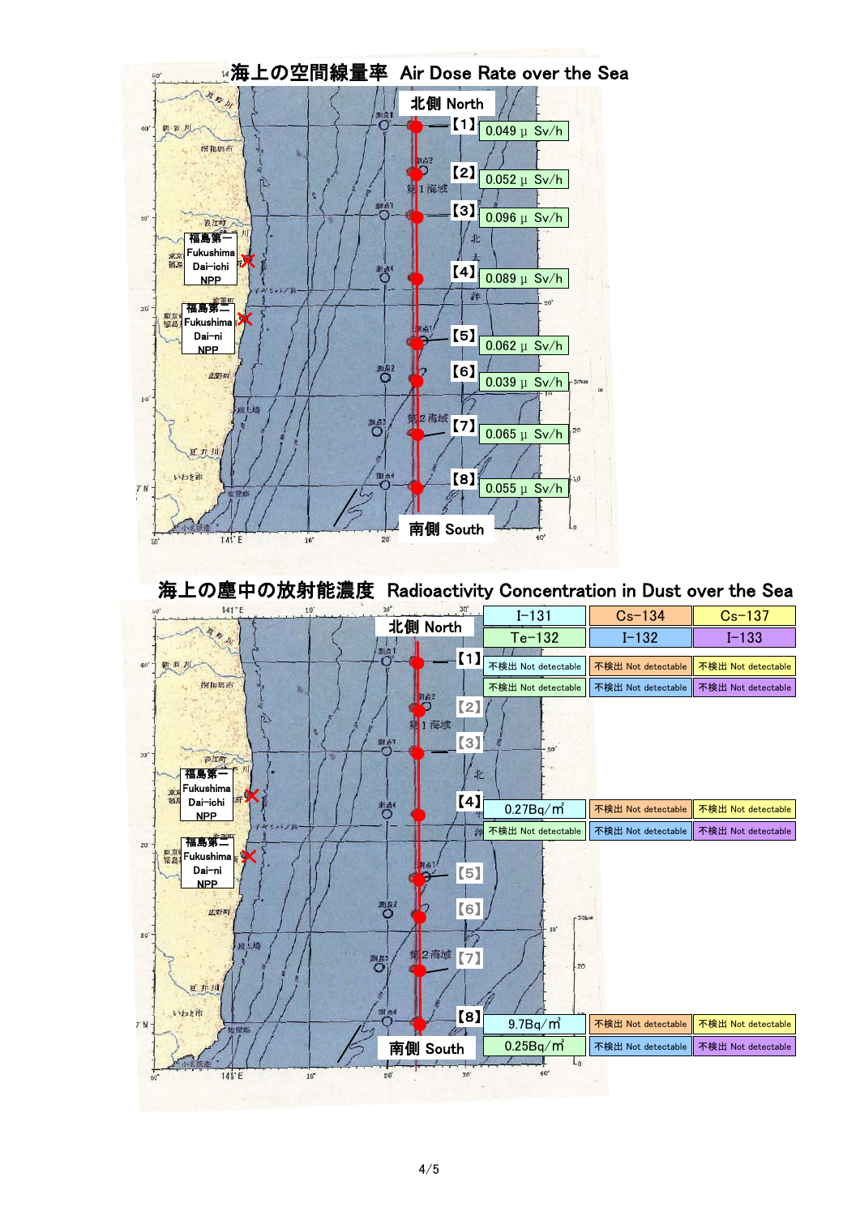## 海上の空間線量率 Air Dose Rate over the Sea

北側 North

| Point | Air Dose Rate |
|---|---|
| 【1】 | 0.049 μ Sv/h |
| 【2】 | 0.052 μ Sv/h |
| 【3】 | 0.096 μ Sv/h |
| 【4】 | 0.089 μ Sv/h |
| 【5】 | 0.062 μ Sv/h |
| 【6】 | 0.039 μ Sv/h |
| 【7】 | 0.065 μ Sv/h |
| 【8】 | 0.055 μ Sv/h |

南側 South

福島第一 Fukushima Dai-ichi NPP

福島第二 Fukushima Dai-ni NPP

## 海上の塵中の放射能濃度 Radioactivity Concentration in Dust over the Sea

北側 North

| Point | I-131 | Cs-134 | Cs-137 | Te-132 | I-132 | I-133 |
|---|---|---|---|---|---|---|
| 【1】 | 不検出 Not detectable | 不検出 Not detectable | 不検出 Not detectable | 不検出 Not detectable | 不検出 Not detectable | 不検出 Not detectable |
| 【2】 | | | | | | |
| 【3】 | | | | | | |
| 【4】 | 0.27Bq/m³ | 不検出 Not detectable | 不検出 Not detectable | 不検出 Not detectable | 不検出 Not detectable | 不検出 Not detectable |
| 【5】 | | | | | | |
| 【6】 | | | | | | |
| 【7】 | | | | | | |
| 【8】 | 9.7Bq/m³ | 不検出 Not detectable | 不検出 Not detectable | 0.25Bq/m³ | 不検出 Not detectable | 不検出 Not detectable |

南側 South

福島第一 Fukushima Dai-ichi NPP

福島第二 Fukushima Dai-ni NPP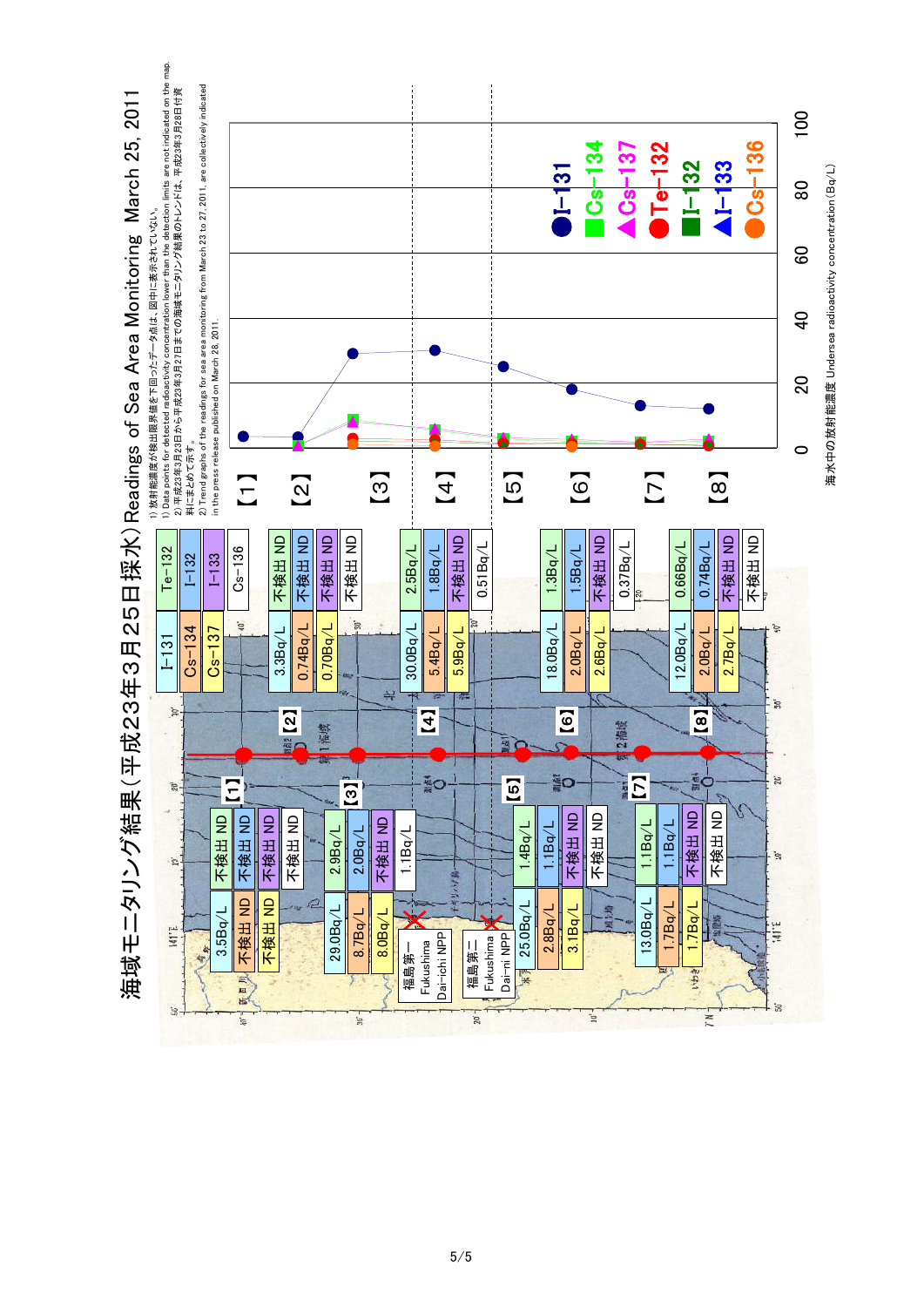# 海域モニタリング結果（平成23年3月25日採水）Readings of Sea Area Monitoring March 25, 2011

1) 放射能濃度が検出限界値を下回ったデータ点は、図中に表示されていない。
1) Data points for detected radioactivity concentration lower than the detection limits are not indicated on the map.
2) 平成23年3月23日から平成23年3月27日までの海域モニタリング結果のトレンドは、平成23年3月28日付資料にまとめて示す。
2) Trend graphs of the readings for sea area monitoring from March 23 to 27, 2011, are collectively indicated in the press release published on March 28, 2011.

| 地点 | I-131 | Cs-134 | Cs-137 | Te-132 | I-132 | I-133 | Cs-136 |
|---|---|---|---|---|---|---|---|
| 【1】 | 3.5Bq/L | 不検出 ND | 不検出 ND | 不検出 ND | 不検出 ND | 不検出 ND | 不検出 ND |
| 【2】 | 3.3Bq/L | 0.74Bq/L | 0.70Bq/L | 不検出 ND | 不検出 ND | 不検出 ND | 不検出 ND |
| 【3】 | 29.0Bq/L | 8.7Bq/L | 8.0Bq/L | 2.9Bq/L | 2.0Bq/L | 不検出 ND | 1.1Bq/L |
| 【4】 | 30.0Bq/L | 5.4Bq/L | 5.9Bq/L | 2.5Bq/L | 1.8Bq/L | 不検出 ND | 0.51Bq/L |
| 【5】 | 25.0Bq/L | 2.8Bq/L | 3.1Bq/L | 1.4Bq/L | 1.1Bq/L | 不検出 ND | 不検出 ND |
| 【6】 | 18.0Bq/L | 2.0Bq/L | 2.6Bq/L | 1.3Bq/L | 1.5Bq/L | 不検出 ND | 0.37Bq/L |
| 【7】 | 13.0Bq/L | 1.7Bq/L | 1.7Bq/L | 1.1Bq/L | 1.1Bq/L | 不検出 ND | 不検出 ND |
| 【8】 | 12.0Bq/L | 2.0Bq/L | 2.7Bq/L | 0.66Bq/L | 0.74Bq/L | 不検出 ND | 不検出 ND |

福島第一 Fukushima Dai-ichi NPP

福島第二 Fukushima Dai-ni NPP

●I-131 ■Cs-134 ▲Cs-137 ●Te-132 ■I-132 ▲I-133 ●Cs-136

0 20 40 60 80 100

【1】【2】【3】【4】【5】【6】【7】【8】

海水中の放射能濃度 Undersea radioactivity concentration (Bq/L)